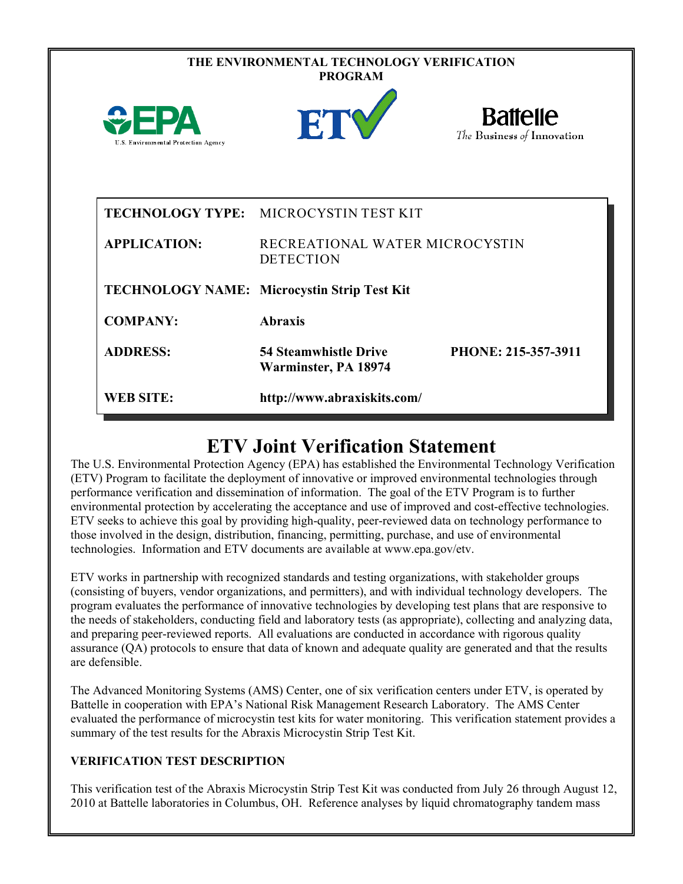**THE ENVIRONMENTAL TECHNOLOGY VERIFICATION PROGRAM**

| | | |
|---|---|---|
| **TECHNOLOGY TYPE:** | MICROCYSTIN TEST KIT | |
| **APPLICATION:** | RECREATIONAL WATER MICROCYSTIN DETECTION | |
| **TECHNOLOGY NAME:** | **Microcystin Strip Test Kit** | |
| **COMPANY:** | **Abraxis** | |
| **ADDRESS:** | **54 Steamwhistle Drive Warminster, PA 18974** | **PHONE: 215-357-3911** |
| **WEB SITE:** | **http://www.abraxiskits.com/** | |

# ETV Joint Verification Statement

The U.S. Environmental Protection Agency (EPA) has established the Environmental Technology Verification (ETV) Program to facilitate the deployment of innovative or improved environmental technologies through performance verification and dissemination of information. The goal of the ETV Program is to further environmental protection by accelerating the acceptance and use of improved and cost-effective technologies. ETV seeks to achieve this goal by providing high-quality, peer-reviewed data on technology performance to those involved in the design, distribution, financing, permitting, purchase, and use of environmental technologies. Information and ETV documents are available at www.epa.gov/etv.

ETV works in partnership with recognized standards and testing organizations, with stakeholder groups (consisting of buyers, vendor organizations, and permitters), and with individual technology developers. The program evaluates the performance of innovative technologies by developing test plans that are responsive to the needs of stakeholders, conducting field and laboratory tests (as appropriate), collecting and analyzing data, and preparing peer-reviewed reports. All evaluations are conducted in accordance with rigorous quality assurance (QA) protocols to ensure that data of known and adequate quality are generated and that the results are defensible.

The Advanced Monitoring Systems (AMS) Center, one of six verification centers under ETV, is operated by Battelle in cooperation with EPA's National Risk Management Research Laboratory. The AMS Center evaluated the performance of microcystin test kits for water monitoring. This verification statement provides a summary of the test results for the Abraxis Microcystin Strip Test Kit.

## VERIFICATION TEST DESCRIPTION

This verification test of the Abraxis Microcystin Strip Test Kit was conducted from July 26 through August 12, 2010 at Battelle laboratories in Columbus, OH. Reference analyses by liquid chromatography tandem mass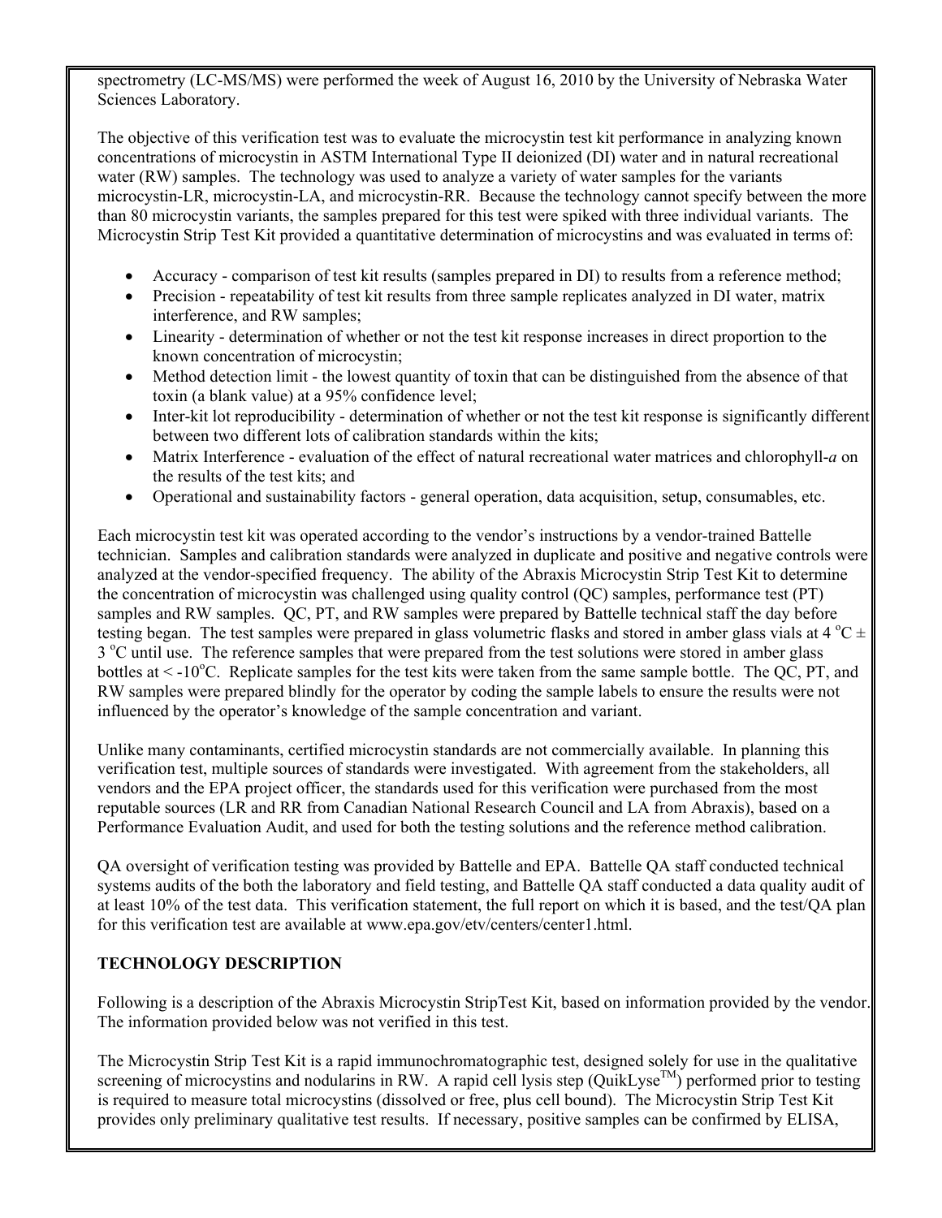spectrometry (LC-MS/MS) were performed the week of August 16, 2010 by the University of Nebraska Water Sciences Laboratory.

The objective of this verification test was to evaluate the microcystin test kit performance in analyzing known concentrations of microcystin in ASTM International Type II deionized (DI) water and in natural recreational water (RW) samples. The technology was used to analyze a variety of water samples for the variants microcystin-LR, microcystin-LA, and microcystin-RR. Because the technology cannot specify between the more than 80 microcystin variants, the samples prepared for this test were spiked with three individual variants. The Microcystin Strip Test Kit provided a quantitative determination of microcystins and was evaluated in terms of:

- Accuracy - comparison of test kit results (samples prepared in DI) to results from a reference method;
- Precision - repeatability of test kit results from three sample replicates analyzed in DI water, matrix interference, and RW samples;
- Linearity - determination of whether or not the test kit response increases in direct proportion to the known concentration of microcystin;
- Method detection limit - the lowest quantity of toxin that can be distinguished from the absence of that toxin (a blank value) at a 95% confidence level;
- Inter-kit lot reproducibility - determination of whether or not the test kit response is significantly different between two different lots of calibration standards within the kits;
- Matrix Interference - evaluation of the effect of natural recreational water matrices and chlorophyll-*a* on the results of the test kits; and
- Operational and sustainability factors - general operation, data acquisition, setup, consumables, etc.

Each microcystin test kit was operated according to the vendor's instructions by a vendor-trained Battelle technician. Samples and calibration standards were analyzed in duplicate and positive and negative controls were analyzed at the vendor-specified frequency. The ability of the Abraxis Microcystin Strip Test Kit to determine the concentration of microcystin was challenged using quality control (QC) samples, performance test (PT) samples and RW samples. QC, PT, and RW samples were prepared by Battelle technical staff the day before testing began. The test samples were prepared in glass volumetric flasks and stored in amber glass vials at 4 °C ± 3 °C until use. The reference samples that were prepared from the test solutions were stored in amber glass bottles at < -10°C. Replicate samples for the test kits were taken from the same sample bottle. The QC, PT, and RW samples were prepared blindly for the operator by coding the sample labels to ensure the results were not influenced by the operator's knowledge of the sample concentration and variant.

Unlike many contaminants, certified microcystin standards are not commercially available. In planning this verification test, multiple sources of standards were investigated. With agreement from the stakeholders, all vendors and the EPA project officer, the standards used for this verification were purchased from the most reputable sources (LR and RR from Canadian National Research Council and LA from Abraxis), based on a Performance Evaluation Audit, and used for both the testing solutions and the reference method calibration.

QA oversight of verification testing was provided by Battelle and EPA. Battelle QA staff conducted technical systems audits of the both the laboratory and field testing, and Battelle QA staff conducted a data quality audit of at least 10% of the test data. This verification statement, the full report on which it is based, and the test/QA plan for this verification test are available at www.epa.gov/etv/centers/center1.html.

**TECHNOLOGY DESCRIPTION**

Following is a description of the Abraxis Microcystin StripTest Kit, based on information provided by the vendor. The information provided below was not verified in this test.

The Microcystin Strip Test Kit is a rapid immunochromatographic test, designed solely for use in the qualitative screening of microcystins and nodularins in RW. A rapid cell lysis step (QuikLyse™) performed prior to testing is required to measure total microcystins (dissolved or free, plus cell bound). The Microcystin Strip Test Kit provides only preliminary qualitative test results. If necessary, positive samples can be confirmed by ELISA,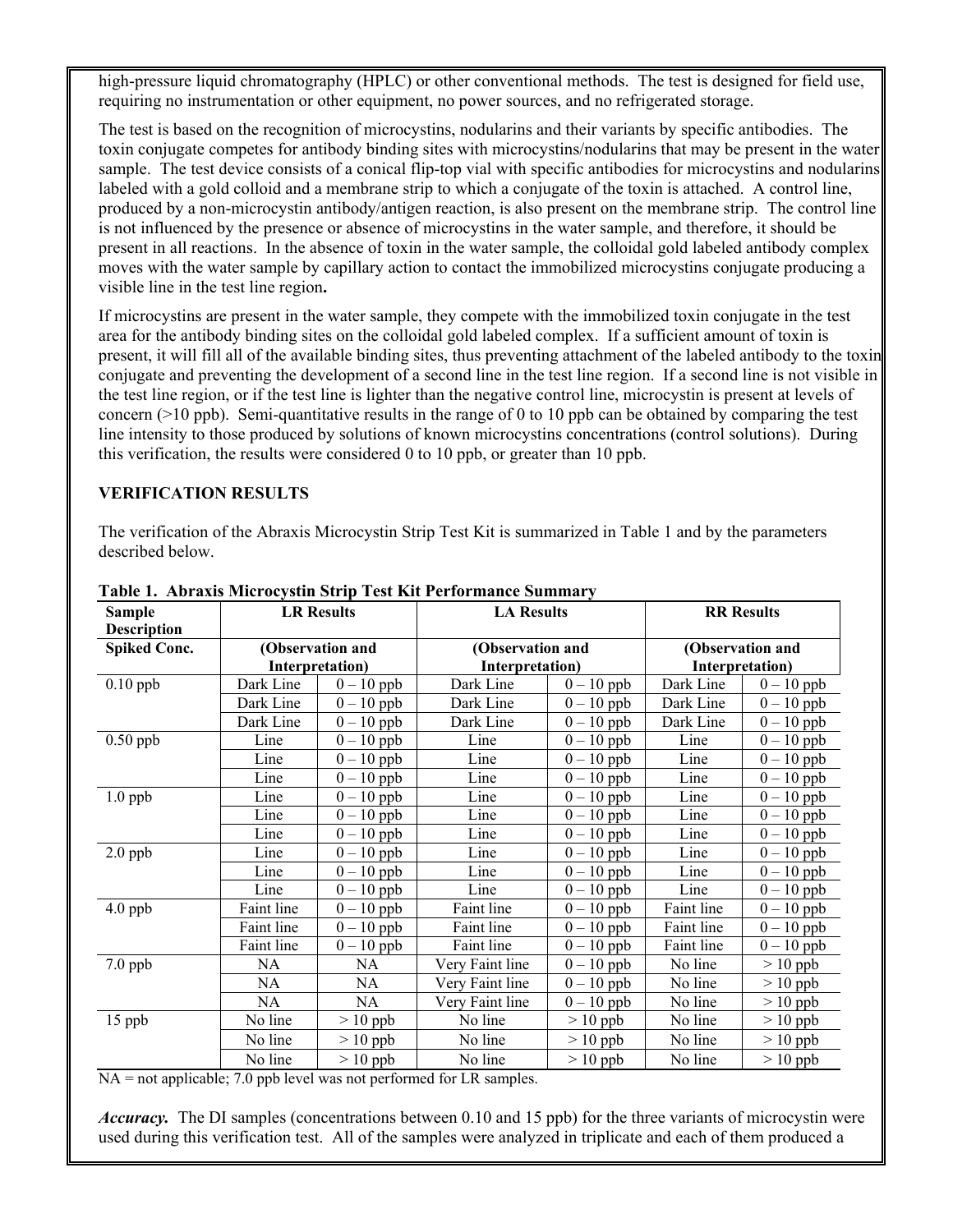high-pressure liquid chromatography (HPLC) or other conventional methods. The test is designed for field use, requiring no instrumentation or other equipment, no power sources, and no refrigerated storage.

The test is based on the recognition of microcystins, nodularins and their variants by specific antibodies. The toxin conjugate competes for antibody binding sites with microcystins/nodularins that may be present in the water sample. The test device consists of a conical flip-top vial with specific antibodies for microcystins and nodularins labeled with a gold colloid and a membrane strip to which a conjugate of the toxin is attached. A control line, produced by a non-microcystin antibody/antigen reaction, is also present on the membrane strip. The control line is not influenced by the presence or absence of microcystins in the water sample, and therefore, it should be present in all reactions. In the absence of toxin in the water sample, the colloidal gold labeled antibody complex moves with the water sample by capillary action to contact the immobilized microcystins conjugate producing a visible line in the test line region.

If microcystins are present in the water sample, they compete with the immobilized toxin conjugate in the test area for the antibody binding sites on the colloidal gold labeled complex. If a sufficient amount of toxin is present, it will fill all of the available binding sites, thus preventing attachment of the labeled antibody to the toxin conjugate and preventing the development of a second line in the test line region. If a second line is not visible in the test line region, or if the test line is lighter than the negative control line, microcystin is present at levels of concern (>10 ppb). Semi-quantitative results in the range of 0 to 10 ppb can be obtained by comparing the test line intensity to those produced by solutions of known microcystins concentrations (control solutions). During this verification, the results were considered 0 to 10 ppb, or greater than 10 ppb.

## VERIFICATION RESULTS

The verification of the Abraxis Microcystin Strip Test Kit is summarized in Table 1 and by the parameters described below.

**Table 1. Abraxis Microcystin Strip Test Kit Performance Summary**

| Sample Description | LR Results | | LA Results | | RR Results | |
|---|---|---|---|---|---|---|
| Spiked Conc. | (Observation and Interpretation) | | (Observation and Interpretation) | | (Observation and Interpretation) | |
| 0.10 ppb | Dark Line | 0 – 10 ppb | Dark Line | 0 – 10 ppb | Dark Line | 0 – 10 ppb |
| | Dark Line | 0 – 10 ppb | Dark Line | 0 – 10 ppb | Dark Line | 0 – 10 ppb |
| | Dark Line | 0 – 10 ppb | Dark Line | 0 – 10 ppb | Dark Line | 0 – 10 ppb |
| 0.50 ppb | Line | 0 – 10 ppb | Line | 0 – 10 ppb | Line | 0 – 10 ppb |
| | Line | 0 – 10 ppb | Line | 0 – 10 ppb | Line | 0 – 10 ppb |
| | Line | 0 – 10 ppb | Line | 0 – 10 ppb | Line | 0 – 10 ppb |
| 1.0 ppb | Line | 0 – 10 ppb | Line | 0 – 10 ppb | Line | 0 – 10 ppb |
| | Line | 0 – 10 ppb | Line | 0 – 10 ppb | Line | 0 – 10 ppb |
| | Line | 0 – 10 ppb | Line | 0 – 10 ppb | Line | 0 – 10 ppb |
| 2.0 ppb | Line | 0 – 10 ppb | Line | 0 – 10 ppb | Line | 0 – 10 ppb |
| | Line | 0 – 10 ppb | Line | 0 – 10 ppb | Line | 0 – 10 ppb |
| | Line | 0 – 10 ppb | Line | 0 – 10 ppb | Line | 0 – 10 ppb |
| 4.0 ppb | Faint line | 0 – 10 ppb | Faint line | 0 – 10 ppb | Faint line | 0 – 10 ppb |
| | Faint line | 0 – 10 ppb | Faint line | 0 – 10 ppb | Faint line | 0 – 10 ppb |
| | Faint line | 0 – 10 ppb | Faint line | 0 – 10 ppb | Faint line | 0 – 10 ppb |
| 7.0 ppb | NA | NA | Very Faint line | 0 – 10 ppb | No line | > 10 ppb |
| | NA | NA | Very Faint line | 0 – 10 ppb | No line | > 10 ppb |
| | NA | NA | Very Faint line | 0 – 10 ppb | No line | > 10 ppb |
| 15 ppb | No line | > 10 ppb | No line | > 10 ppb | No line | > 10 ppb |
| | No line | > 10 ppb | No line | > 10 ppb | No line | > 10 ppb |
| | No line | > 10 ppb | No line | > 10 ppb | No line | > 10 ppb |

NA = not applicable; 7.0 ppb level was not performed for LR samples.

***Accuracy.*** The DI samples (concentrations between 0.10 and 15 ppb) for the three variants of microcystin were used during this verification test. All of the samples were analyzed in triplicate and each of them produced a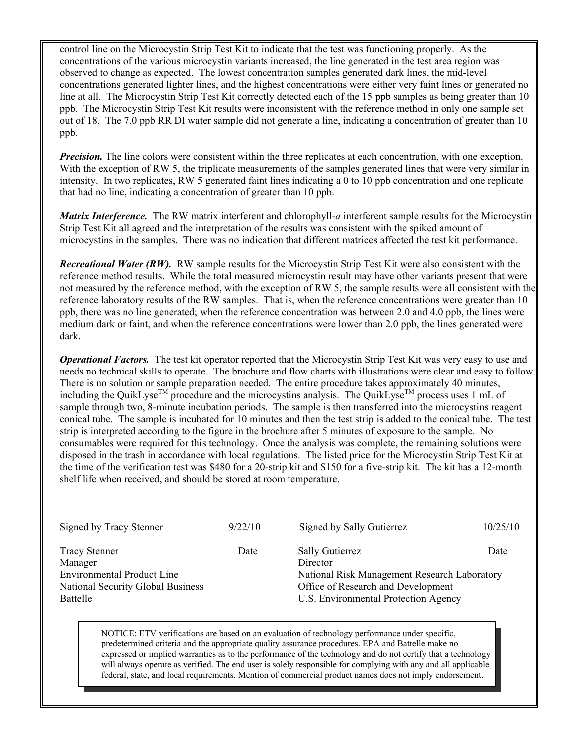control line on the Microcystin Strip Test Kit to indicate that the test was functioning properly. As the concentrations of the various microcystin variants increased, the line generated in the test area region was observed to change as expected. The lowest concentration samples generated dark lines, the mid-level concentrations generated lighter lines, and the highest concentrations were either very faint lines or generated no line at all. The Microcystin Strip Test Kit correctly detected each of the 15 ppb samples as being greater than 10 ppb. The Microcystin Strip Test Kit results were inconsistent with the reference method in only one sample set out of 18. The 7.0 ppb RR DI water sample did not generate a line, indicating a concentration of greater than 10 ppb.

***Precision.*** The line colors were consistent within the three replicates at each concentration, with one exception. With the exception of RW 5, the triplicate measurements of the samples generated lines that were very similar in intensity. In two replicates, RW 5 generated faint lines indicating a 0 to 10 ppb concentration and one replicate that had no line, indicating a concentration of greater than 10 ppb.

***Matrix Interference.*** The RW matrix interferent and chlorophyll-*a* interferent sample results for the Microcystin Strip Test Kit all agreed and the interpretation of the results was consistent with the spiked amount of microcystins in the samples. There was no indication that different matrices affected the test kit performance.

***Recreational Water (RW).*** RW sample results for the Microcystin Strip Test Kit were also consistent with the reference method results. While the total measured microcystin result may have other variants present that were not measured by the reference method, with the exception of RW 5, the sample results were all consistent with the reference laboratory results of the RW samples. That is, when the reference concentrations were greater than 10 ppb, there was no line generated; when the reference concentration was between 2.0 and 4.0 ppb, the lines were medium dark or faint, and when the reference concentrations were lower than 2.0 ppb, the lines generated were dark.

***Operational Factors.*** The test kit operator reported that the Microcystin Strip Test Kit was very easy to use and needs no technical skills to operate. The brochure and flow charts with illustrations were clear and easy to follow. There is no solution or sample preparation needed. The entire procedure takes approximately 40 minutes, including the QuikLyse™ procedure and the microcystins analysis. The QuikLyse™ process uses 1 mL of sample through two, 8-minute incubation periods. The sample is then transferred into the microcystins reagent conical tube. The sample is incubated for 10 minutes and then the test strip is added to the conical tube. The test strip is interpreted according to the figure in the brochure after 5 minutes of exposure to the sample. No consumables were required for this technology. Once the analysis was complete, the remaining solutions were disposed in the trash in accordance with local regulations. The listed price for the Microcystin Strip Test Kit at the time of the verification test was $480 for a 20-strip kit and $150 for a five-strip kit. The kit has a 12-month shelf life when received, and should be stored at room temperature.

Signed by Tracy Stenner 9/22/10

Tracy Stenner — Date
Manager
Environmental Product Line
National Security Global Business
Battelle

Signed by Sally Gutierrez 10/25/10

Sally Gutierrez — Date
Director
National Risk Management Research Laboratory
Office of Research and Development
U.S. Environmental Protection Agency

NOTICE: ETV verifications are based on an evaluation of technology performance under specific, predetermined criteria and the appropriate quality assurance procedures. EPA and Battelle make no expressed or implied warranties as to the performance of the technology and do not certify that a technology will always operate as verified. The end user is solely responsible for complying with any and all applicable federal, state, and local requirements. Mention of commercial product names does not imply endorsement.